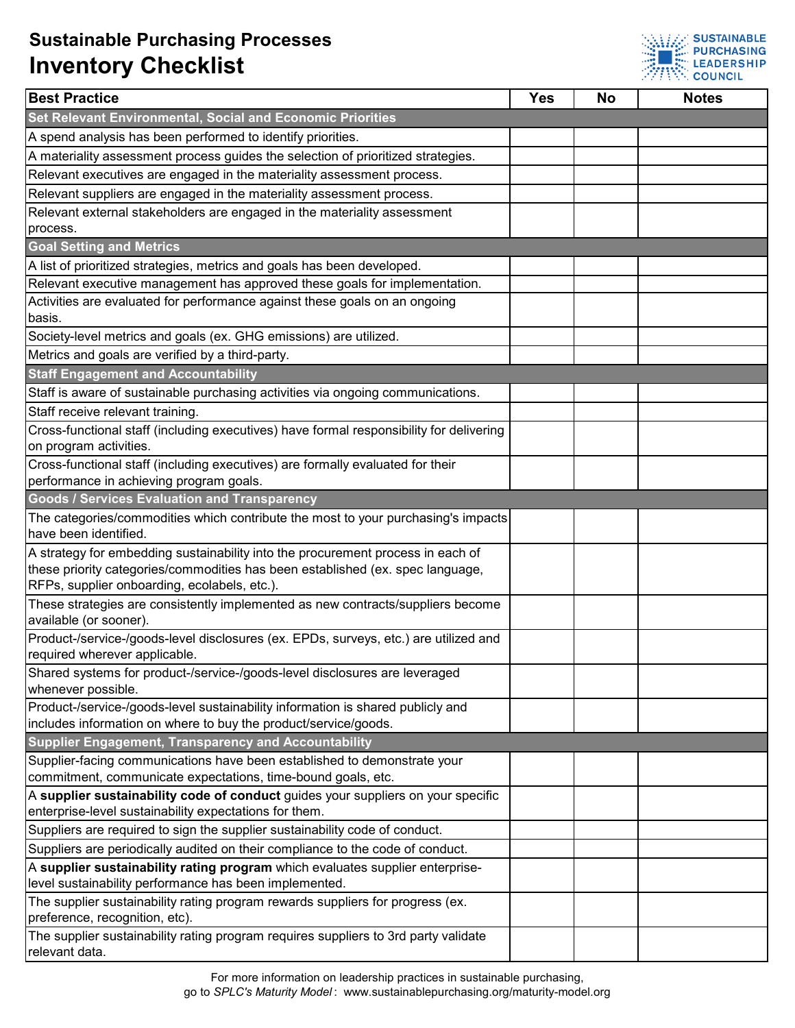# Sustainable Purchasing Processes

## Inventory Checklist

SUSTAINABLE PURCHASING LEADERSHIP COUNCIL

| Best Practice | Yes | No | Notes |
|---|---|---|---|
| **Set Relevant Environmental, Social and Economic Priorities** | | | |
| A spend analysis has been performed to identify priorities. | | | |
| A materiality assessment process guides the selection of prioritized strategies. | | | |
| Relevant executives are engaged in the materiality assessment process. | | | |
| Relevant suppliers are engaged in the materiality assessment process. | | | |
| Relevant external stakeholders are engaged in the materiality assessment process. | | | |
| **Goal Setting and Metrics** | | | |
| A list of prioritized strategies, metrics and goals has been developed. | | | |
| Relevant executive management has approved these goals for implementation. | | | |
| Activities are evaluated for performance against these goals on an ongoing basis. | | | |
| Society-level metrics and goals (ex. GHG emissions) are utilized. | | | |
| Metrics and goals are verified by a third-party. | | | |
| **Staff Engagement and Accountability** | | | |
| Staff is aware of sustainable purchasing activities via ongoing communications. | | | |
| Staff receive relevant training. | | | |
| Cross-functional staff (including executives) have formal responsibility for delivering on program activities. | | | |
| Cross-functional staff (including executives) are formally evaluated for their performance in achieving program goals. | | | |
| **Goods / Services Evaluation and Transparency** | | | |
| The categories/commodities which contribute the most to your purchasing's impacts have been identified. | | | |
| A strategy for embedding sustainability into the procurement process in each of these priority categories/commodities has been established (ex. spec language, RFPs, supplier onboarding, ecolabels, etc.). | | | |
| These strategies are consistently implemented as new contracts/suppliers become available (or sooner). | | | |
| Product-/service-/goods-level disclosures (ex. EPDs, surveys, etc.) are utilized and required wherever applicable. | | | |
| Shared systems for product-/service-/goods-level disclosures are leveraged whenever possible. | | | |
| Product-/service-/goods-level sustainability information is shared publicly and includes information on where to buy the product/service/goods. | | | |
| **Supplier Engagement, Transparency and Accountability** | | | |
| Supplier-facing communications have been established to demonstrate your commitment, communicate expectations, time-bound goals, etc. | | | |
| A **supplier sustainability code of conduct** guides your suppliers on your specific enterprise-level sustainability expectations for them. | | | |
| Suppliers are required to sign the supplier sustainability code of conduct. | | | |
| Suppliers are periodically audited on their compliance to the code of conduct. | | | |
| A **supplier sustainability rating program** which evaluates supplier enterprise-level sustainability performance has been implemented. | | | |
| The supplier sustainability rating program rewards suppliers for progress (ex. preference, recognition, etc). | | | |
| The supplier sustainability rating program requires suppliers to 3rd party validate relevant data. | | | |

For more information on leadership practices in sustainable purchasing, go to *SPLC's Maturity Model* : www.sustainablepurchasing.org/maturity-model.org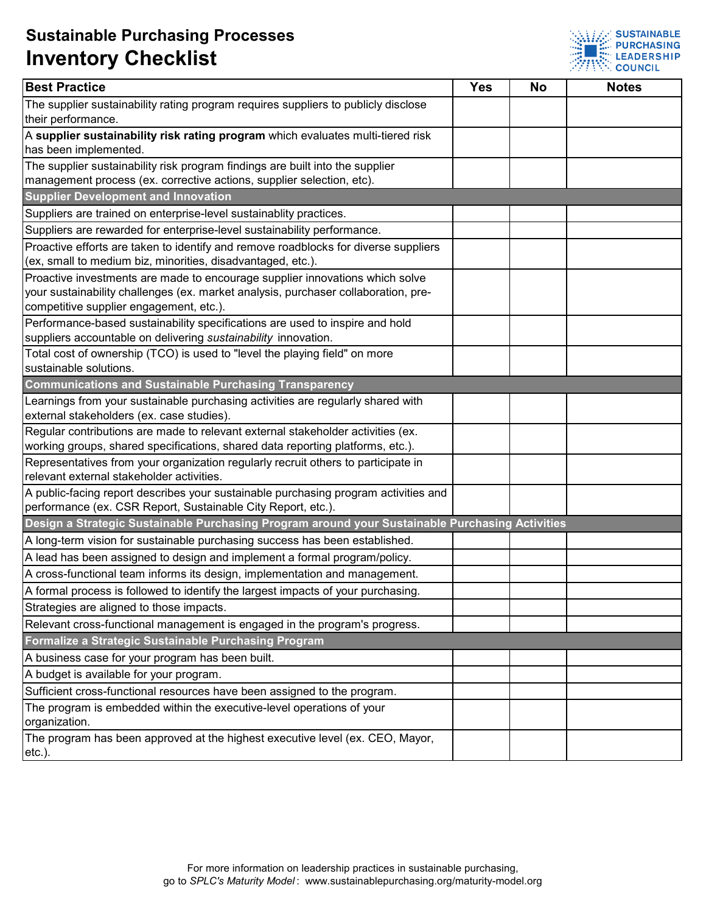# Sustainable Purchasing Processes

## Inventory Checklist

SUSTAINABLE PURCHASING LEADERSHIP COUNCIL

| Best Practice | Yes | No | Notes |
|---|---|---|---|
| The supplier sustainability rating program requires suppliers to publicly disclose their performance. | | | |
| A **supplier sustainability risk rating program** which evaluates multi-tiered risk has been implemented. | | | |
| The supplier sustainability risk program findings are built into the supplier management process (ex. corrective actions, supplier selection, etc). | | | |
| **Supplier Development and Innovation** | | | |
| Suppliers are trained on enterprise-level sustainablity practices. | | | |
| Suppliers are rewarded for enterprise-level sustainability performance. | | | |
| Proactive efforts are taken to identify and remove roadblocks for diverse suppliers (ex, small to medium biz, minorities, disadvantaged, etc.). | | | |
| Proactive investments are made to encourage supplier innovations which solve your sustainability challenges (ex. market analysis, purchaser collaboration, pre-competitive supplier engagement, etc.). | | | |
| Performance-based sustainability specifications are used to inspire and hold suppliers accountable on delivering *sustainability* innovation. | | | |
| Total cost of ownership (TCO) is used to "level the playing field" on more sustainable solutions. | | | |
| **Communications and Sustainable Purchasing Transparency** | | | |
| Learnings from your sustainable purchasing activities are regularly shared with external stakeholders (ex. case studies). | | | |
| Regular contributions are made to relevant external stakeholder activities (ex. working groups, shared specifications, shared data reporting platforms, etc.). | | | |
| Representatives from your organization regularly recruit others to participate in relevant external stakeholder activities. | | | |
| A public-facing report describes your sustainable purchasing program activities and performance (ex. CSR Report, Sustainable City Report, etc.). | | | |
| **Design a Strategic Sustainable Purchasing Program around your Sustainable Purchasing Activities** | | | |
| A long-term vision for sustainable purchasing success has been established. | | | |
| A lead has been assigned to design and implement a formal program/policy. | | | |
| A cross-functional team informs its design, implementation and management. | | | |
| A formal process is followed to identify the largest impacts of your purchasing. | | | |
| Strategies are aligned to those impacts. | | | |
| Relevant cross-functional management is engaged in the program's progress. | | | |
| **Formalize a Strategic Sustainable Purchasing Program** | | | |
| A business case for your program has been built. | | | |
| A budget is available for your program. | | | |
| Sufficient cross-functional resources have been assigned to the program. | | | |
| The program is embedded within the executive-level operations of your organization. | | | |
| The program has been approved at the highest executive level (ex. CEO, Mayor, etc.). | | | |

For more information on leadership practices in sustainable purchasing, go to *SPLC's Maturity Model*: www.sustainablepurchasing.org/maturity-model.org